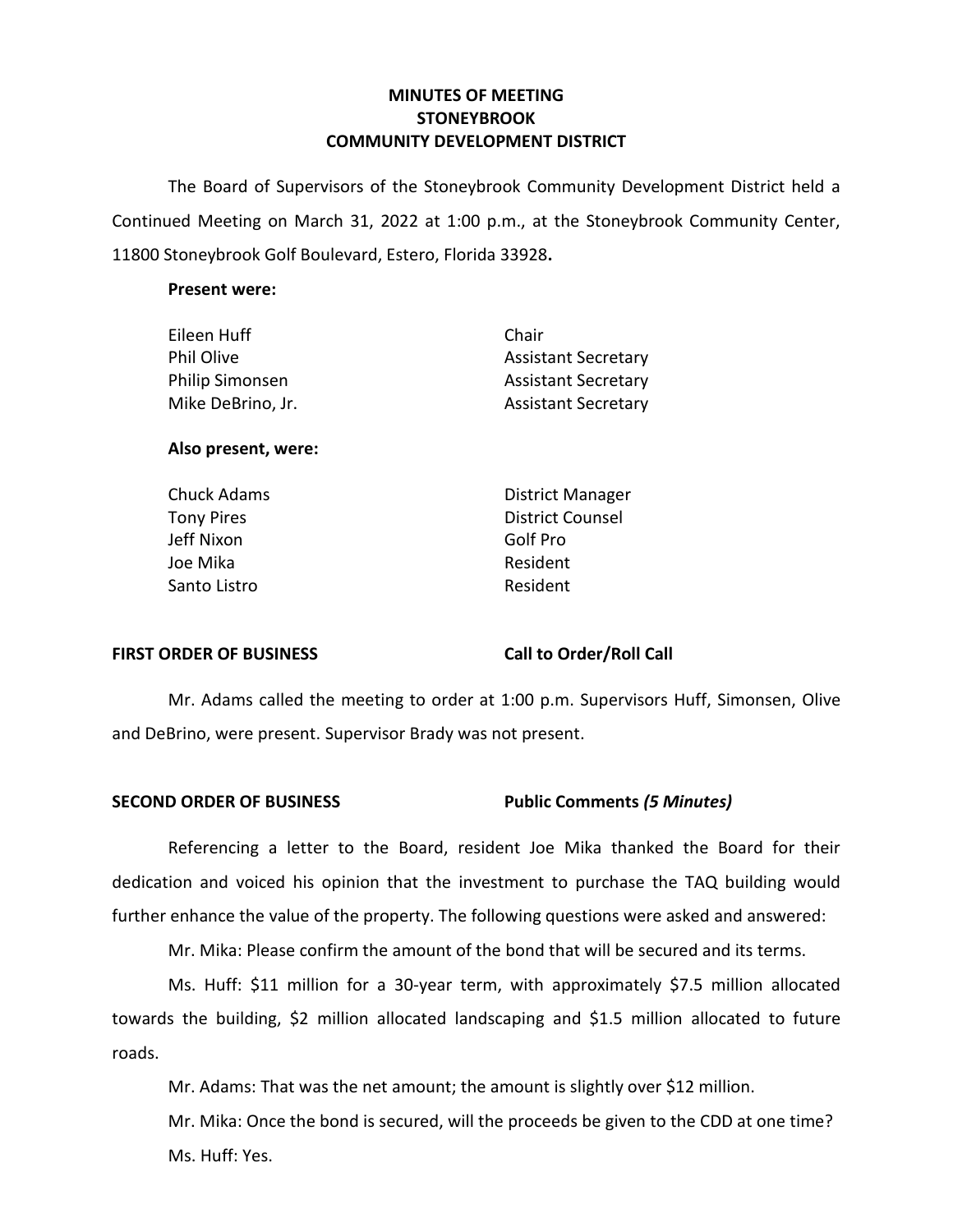# MINUTES OF MEETING
# STONEYBROOK
# COMMUNITY DEVELOPMENT DISTRICT

The Board of Supervisors of the Stoneybrook Community Development District held a Continued Meeting on March 31, 2022 at 1:00 p.m., at the Stoneybrook Community Center, 11800 Stoneybrook Golf Boulevard, Estero, Florida 33928**.**

**Present were:**

| | |
|---|---|
| Eileen Huff | Chair |
| Phil Olive | Assistant Secretary |
| Philip Simonsen | Assistant Secretary |
| Mike DeBrino, Jr. | Assistant Secretary |

**Also present, were:**

| | |
|---|---|
| Chuck Adams | District Manager |
| Tony Pires | District Counsel |
| Jeff Nixon | Golf Pro |
| Joe Mika | Resident |
| Santo Listro | Resident |

**FIRST ORDER OF BUSINESS** **Call to Order/Roll Call**

Mr. Adams called the meeting to order at 1:00 p.m. Supervisors Huff, Simonsen, Olive and DeBrino, were present. Supervisor Brady was not present.

**SECOND ORDER OF BUSINESS** **Public Comments *(5 Minutes)***

Referencing a letter to the Board, resident Joe Mika thanked the Board for their dedication and voiced his opinion that the investment to purchase the TAQ building would further enhance the value of the property. The following questions were asked and answered:

Mr. Mika: Please confirm the amount of the bond that will be secured and its terms.

Ms. Huff: $11 million for a 30-year term, with approximately $7.5 million allocated towards the building, $2 million allocated landscaping and $1.5 million allocated to future roads.

Mr. Adams: That was the net amount; the amount is slightly over $12 million.

Mr. Mika: Once the bond is secured, will the proceeds be given to the CDD at one time?

Ms. Huff: Yes.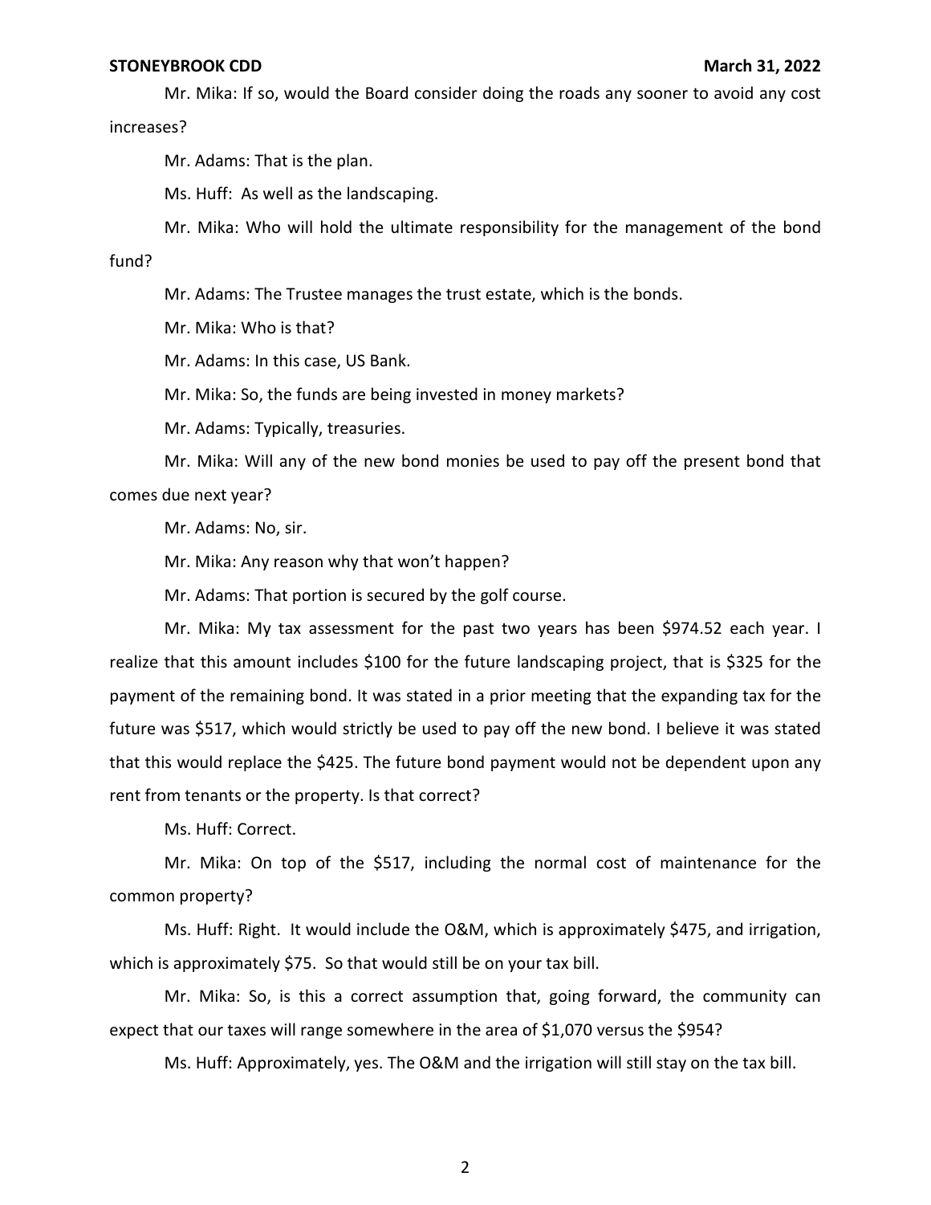Mr. Mika: If so, would the Board consider doing the roads any sooner to avoid any cost increases?

Mr. Adams: That is the plan.

Ms. Huff: As well as the landscaping.

Mr. Mika: Who will hold the ultimate responsibility for the management of the bond fund?

Mr. Adams: The Trustee manages the trust estate, which is the bonds.

Mr. Mika: Who is that?

Mr. Adams: In this case, US Bank.

Mr. Mika: So, the funds are being invested in money markets?

Mr. Adams: Typically, treasuries.

Mr. Mika: Will any of the new bond monies be used to pay off the present bond that comes due next year?

Mr. Adams: No, sir.

Mr. Mika: Any reason why that won't happen?

Mr. Adams: That portion is secured by the golf course.

Mr. Mika: My tax assessment for the past two years has been $974.52 each year. I realize that this amount includes $100 for the future landscaping project, that is $325 for the payment of the remaining bond. It was stated in a prior meeting that the expanding tax for the future was $517, which would strictly be used to pay off the new bond. I believe it was stated that this would replace the $425. The future bond payment would not be dependent upon any rent from tenants or the property. Is that correct?

Ms. Huff: Correct.

Mr. Mika: On top of the $517, including the normal cost of maintenance for the common property?

Ms. Huff: Right. It would include the O&M, which is approximately $475, and irrigation, which is approximately $75. So that would still be on your tax bill.

Mr. Mika: So, is this a correct assumption that, going forward, the community can expect that our taxes will range somewhere in the area of $1,070 versus the $954?

Ms. Huff: Approximately, yes. The O&M and the irrigation will still stay on the tax bill.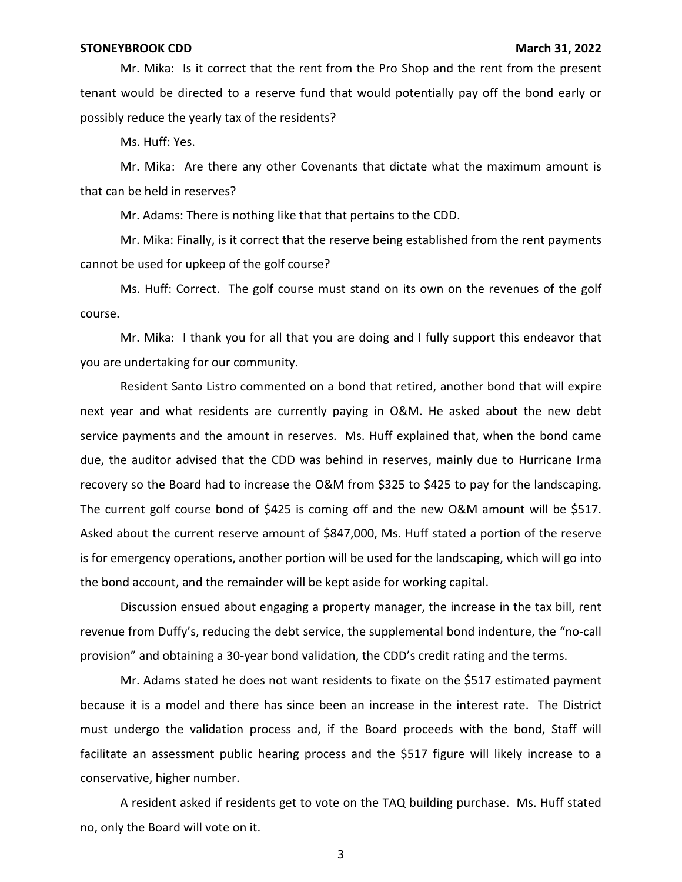Mr. Mika: Is it correct that the rent from the Pro Shop and the rent from the present tenant would be directed to a reserve fund that would potentially pay off the bond early or possibly reduce the yearly tax of the residents?

Ms. Huff: Yes.

Mr. Mika: Are there any other Covenants that dictate what the maximum amount is that can be held in reserves?

Mr. Adams: There is nothing like that that pertains to the CDD.

Mr. Mika: Finally, is it correct that the reserve being established from the rent payments cannot be used for upkeep of the golf course?

Ms. Huff: Correct. The golf course must stand on its own on the revenues of the golf course.

Mr. Mika: I thank you for all that you are doing and I fully support this endeavor that you are undertaking for our community.

Resident Santo Listro commented on a bond that retired, another bond that will expire next year and what residents are currently paying in O&M. He asked about the new debt service payments and the amount in reserves. Ms. Huff explained that, when the bond came due, the auditor advised that the CDD was behind in reserves, mainly due to Hurricane Irma recovery so the Board had to increase the O&M from $325 to $425 to pay for the landscaping. The current golf course bond of $425 is coming off and the new O&M amount will be $517. Asked about the current reserve amount of $847,000, Ms. Huff stated a portion of the reserve is for emergency operations, another portion will be used for the landscaping, which will go into the bond account, and the remainder will be kept aside for working capital.

Discussion ensued about engaging a property manager, the increase in the tax bill, rent revenue from Duffy's, reducing the debt service, the supplemental bond indenture, the "no-call provision" and obtaining a 30-year bond validation, the CDD's credit rating and the terms.

Mr. Adams stated he does not want residents to fixate on the $517 estimated payment because it is a model and there has since been an increase in the interest rate. The District must undergo the validation process and, if the Board proceeds with the bond, Staff will facilitate an assessment public hearing process and the $517 figure will likely increase to a conservative, higher number.

A resident asked if residents get to vote on the TAQ building purchase. Ms. Huff stated no, only the Board will vote on it.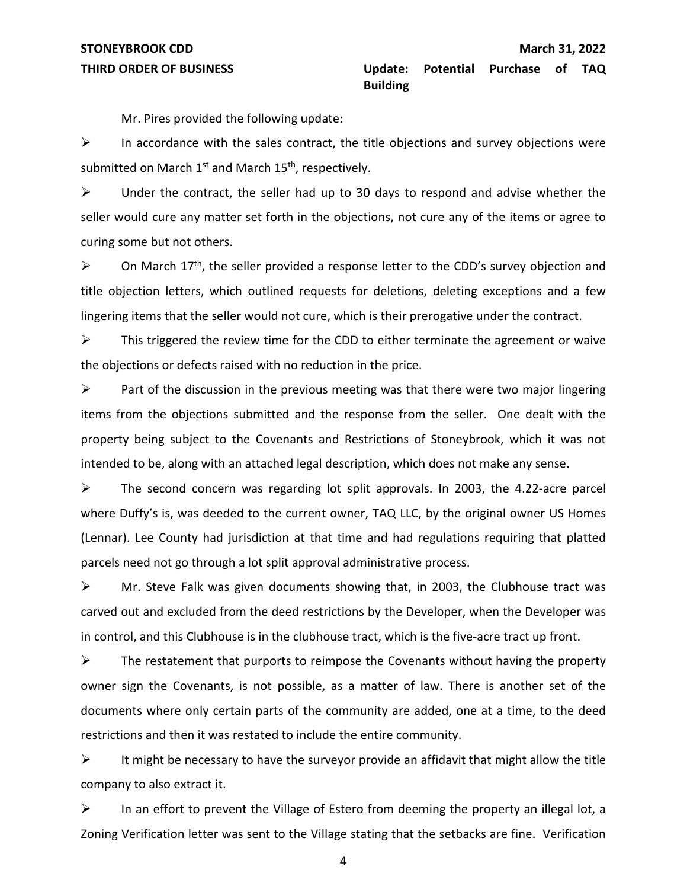**STONEYBROOK CDD** **March 31, 2022**

**THIRD ORDER OF BUSINESS** **Update: Potential Purchase of TAQ Building**

Mr. Pires provided the following update:

- In accordance with the sales contract, the title objections and survey objections were submitted on March 1st and March 15th, respectively.
- Under the contract, the seller had up to 30 days to respond and advise whether the seller would cure any matter set forth in the objections, not cure any of the items or agree to curing some but not others.
- On March 17th, the seller provided a response letter to the CDD's survey objection and title objection letters, which outlined requests for deletions, deleting exceptions and a few lingering items that the seller would not cure, which is their prerogative under the contract.
- This triggered the review time for the CDD to either terminate the agreement or waive the objections or defects raised with no reduction in the price.
- Part of the discussion in the previous meeting was that there were two major lingering items from the objections submitted and the response from the seller. One dealt with the property being subject to the Covenants and Restrictions of Stoneybrook, which it was not intended to be, along with an attached legal description, which does not make any sense.
- The second concern was regarding lot split approvals. In 2003, the 4.22-acre parcel where Duffy's is, was deeded to the current owner, TAQ LLC, by the original owner US Homes (Lennar). Lee County had jurisdiction at that time and had regulations requiring that platted parcels need not go through a lot split approval administrative process.
- Mr. Steve Falk was given documents showing that, in 2003, the Clubhouse tract was carved out and excluded from the deed restrictions by the Developer, when the Developer was in control, and this Clubhouse is in the clubhouse tract, which is the five-acre tract up front.
- The restatement that purports to reimpose the Covenants without having the property owner sign the Covenants, is not possible, as a matter of law. There is another set of the documents where only certain parts of the community are added, one at a time, to the deed restrictions and then it was restated to include the entire community.
- It might be necessary to have the surveyor provide an affidavit that might allow the title company to also extract it.
- In an effort to prevent the Village of Estero from deeming the property an illegal lot, a Zoning Verification letter was sent to the Village stating that the setbacks are fine. Verification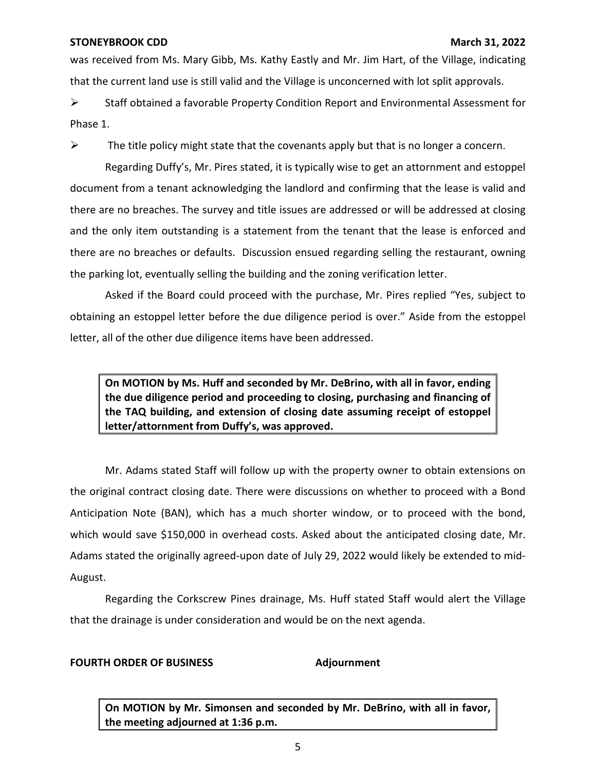was received from Ms. Mary Gibb, Ms. Kathy Eastly and Mr. Jim Hart, of the Village, indicating that the current land use is still valid and the Village is unconcerned with lot split approvals.

- Staff obtained a favorable Property Condition Report and Environmental Assessment for Phase 1.
- The title policy might state that the covenants apply but that is no longer a concern.

Regarding Duffy's, Mr. Pires stated, it is typically wise to get an attornment and estoppel document from a tenant acknowledging the landlord and confirming that the lease is valid and there are no breaches. The survey and title issues are addressed or will be addressed at closing and the only item outstanding is a statement from the tenant that the lease is enforced and there are no breaches or defaults. Discussion ensued regarding selling the restaurant, owning the parking lot, eventually selling the building and the zoning verification letter.

Asked if the Board could proceed with the purchase, Mr. Pires replied "Yes, subject to obtaining an estoppel letter before the due diligence period is over." Aside from the estoppel letter, all of the other due diligence items have been addressed.

**On MOTION by Ms. Huff and seconded by Mr. DeBrino, with all in favor, ending the due diligence period and proceeding to closing, purchasing and financing of the TAQ building, and extension of closing date assuming receipt of estoppel letter/attornment from Duffy's, was approved.**

Mr. Adams stated Staff will follow up with the property owner to obtain extensions on the original contract closing date. There were discussions on whether to proceed with a Bond Anticipation Note (BAN), which has a much shorter window, or to proceed with the bond, which would save $150,000 in overhead costs. Asked about the anticipated closing date, Mr. Adams stated the originally agreed-upon date of July 29, 2022 would likely be extended to mid-August.

Regarding the Corkscrew Pines drainage, Ms. Huff stated Staff would alert the Village that the drainage is under consideration and would be on the next agenda.

**FOURTH ORDER OF BUSINESS** **Adjournment**

**On MOTION by Mr. Simonsen and seconded by Mr. DeBrino, with all in favor, the meeting adjourned at 1:36 p.m.**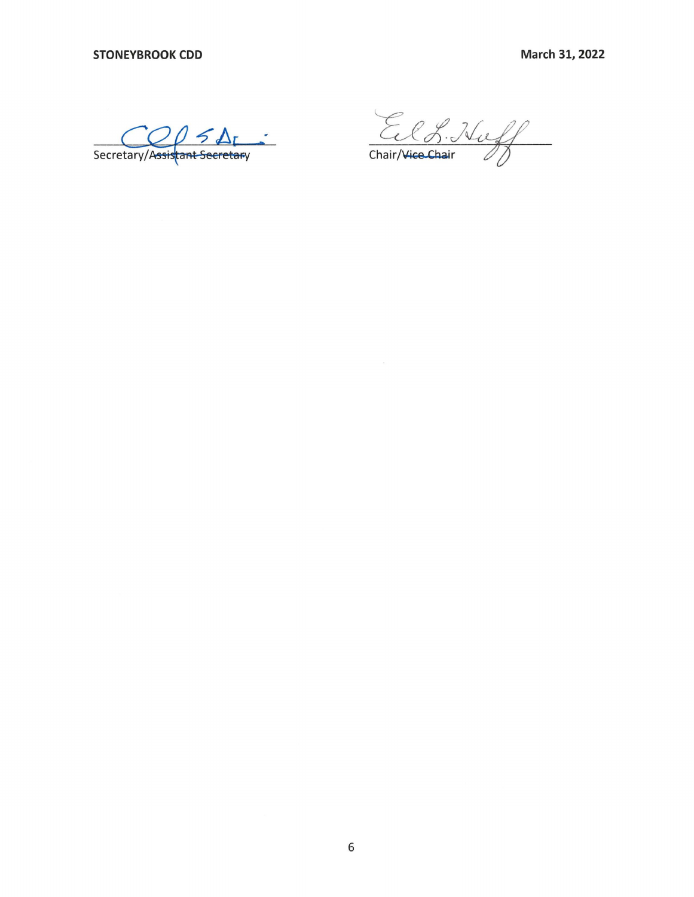___________________________
Secretary/~~Assistant Secretary~~

___________________________
Chair/~~Vice Chair~~